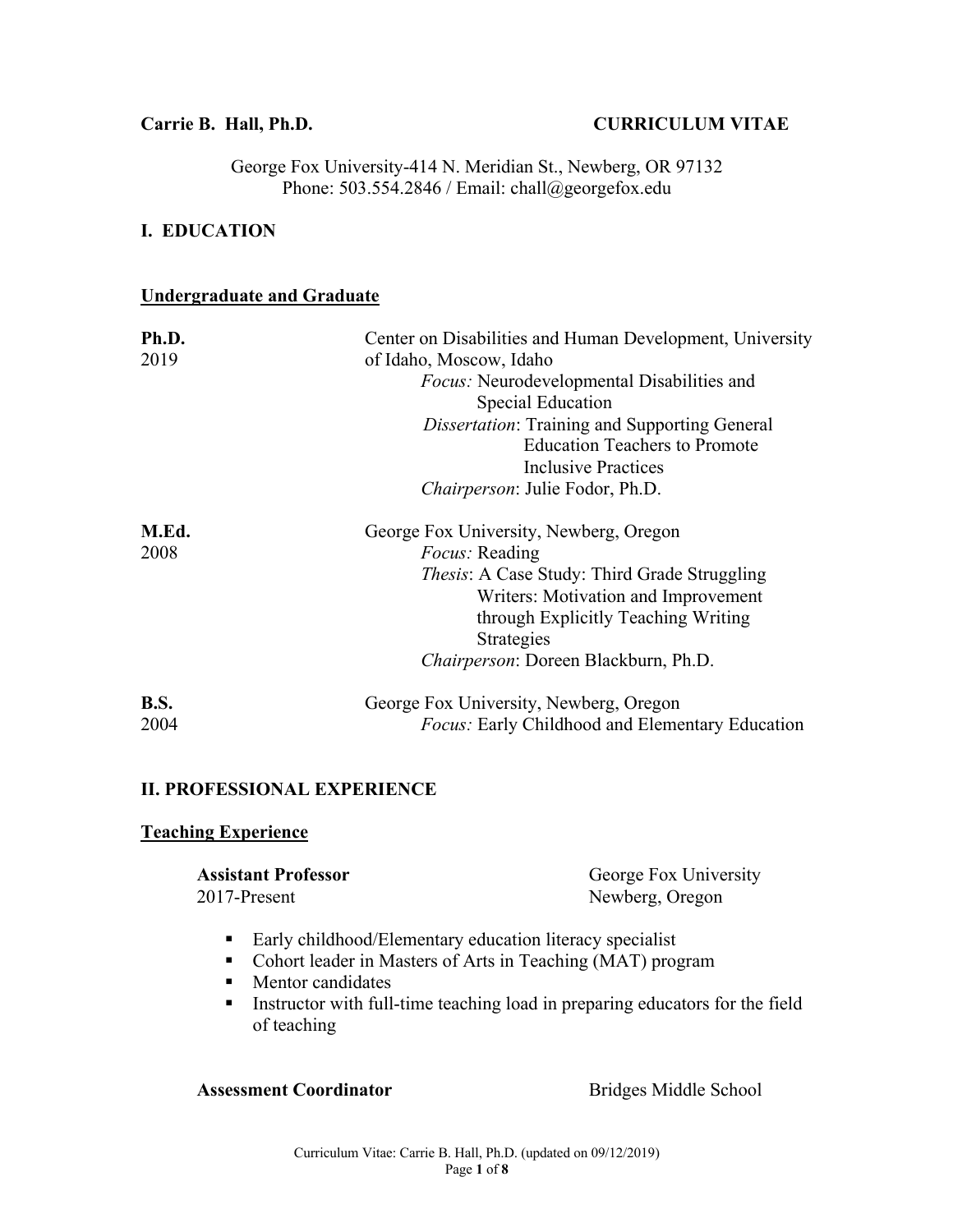**Carrie B. Hall, Ph.D.** **CURRICULUM VITAE**

George Fox University-414 N. Meridian St., Newberg, OR 97132
Phone: 503.554.2846 / Email: chall@georgefox.edu

## I. EDUCATION

### Undergraduate and Graduate

**Ph.D.** 2019
Center on Disabilities and Human Development, University of Idaho, Moscow, Idaho
*Focus:* Neurodevelopmental Disabilities and Special Education
*Dissertation*: Training and Supporting General Education Teachers to Promote Inclusive Practices
*Chairperson*: Julie Fodor, Ph.D.

**M.Ed.** 2008
George Fox University, Newberg, Oregon
*Focus:* Reading
*Thesis*: A Case Study: Third Grade Struggling Writers: Motivation and Improvement through Explicitly Teaching Writing Strategies
*Chairperson*: Doreen Blackburn, Ph.D.

**B.S.** 2004
George Fox University, Newberg, Oregon
*Focus:* Early Childhood and Elementary Education

## II. PROFESSIONAL EXPERIENCE

### Teaching Experience

**Assistant Professor** — George Fox University
2017-Present — Newberg, Oregon

- Early childhood/Elementary education literacy specialist
- Cohort leader in Masters of Arts in Teaching (MAT) program
- Mentor candidates
- Instructor with full-time teaching load in preparing educators for the field of teaching

**Assessment Coordinator** — Bridges Middle School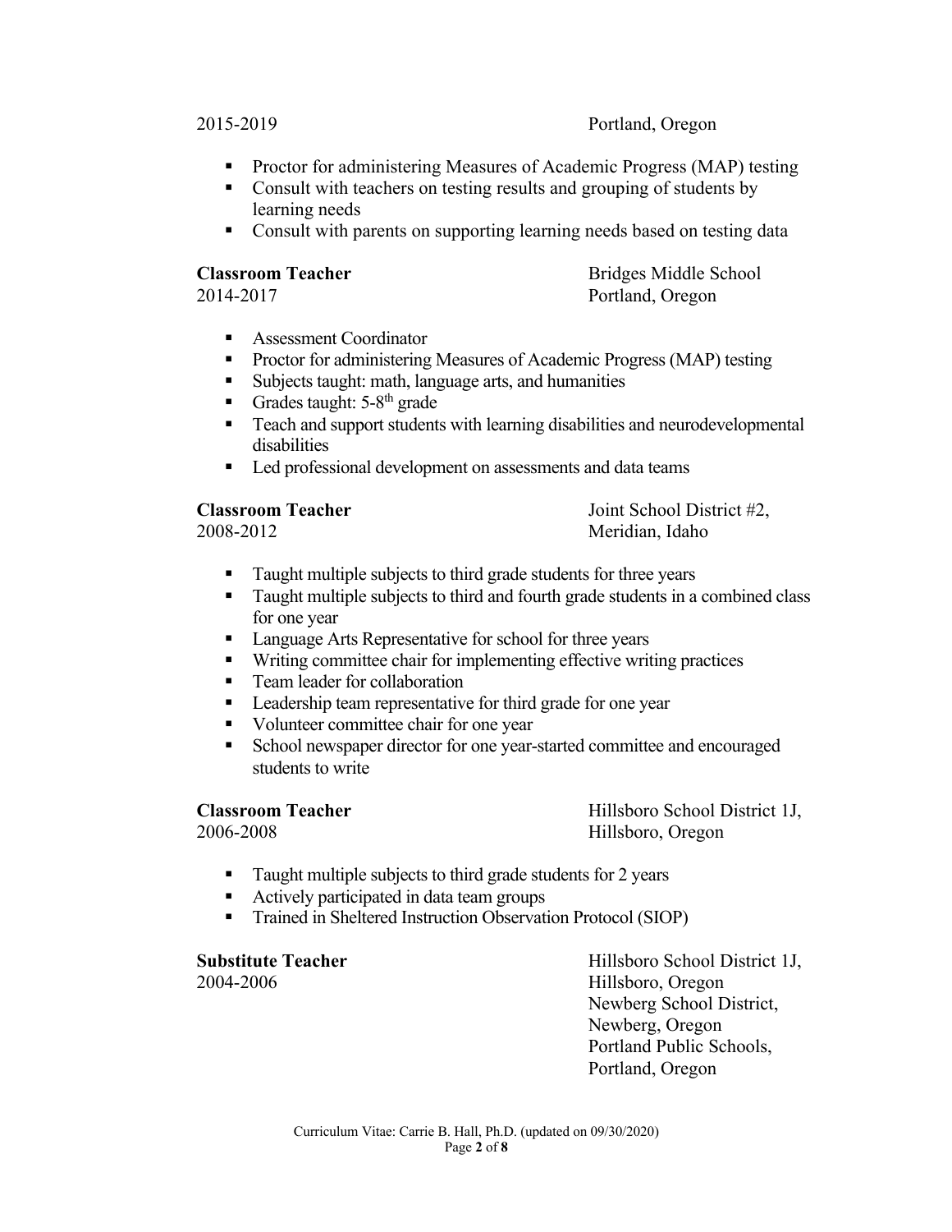2015-2019 Portland, Oregon

- Proctor for administering Measures of Academic Progress (MAP) testing
- Consult with teachers on testing results and grouping of students by learning needs
- Consult with parents on supporting learning needs based on testing data

**Classroom Teacher** Bridges Middle School
2014-2017 Portland, Oregon

- Assessment Coordinator
- Proctor for administering Measures of Academic Progress (MAP) testing
- Subjects taught: math, language arts, and humanities
- Grades taught: 5-8th grade
- Teach and support students with learning disabilities and neurodevelopmental disabilities
- Led professional development on assessments and data teams

**Classroom Teacher** Joint School District #2, Meridian, Idaho
2008-2012

- Taught multiple subjects to third grade students for three years
- Taught multiple subjects to third and fourth grade students in a combined class for one year
- Language Arts Representative for school for three years
- Writing committee chair for implementing effective writing practices
- Team leader for collaboration
- Leadership team representative for third grade for one year
- Volunteer committee chair for one year
- School newspaper director for one year-started committee and encouraged students to write

**Classroom Teacher** Hillsboro School District 1J, Hillsboro, Oregon
2006-2008

- Taught multiple subjects to third grade students for 2 years
- Actively participated in data team groups
- Trained in Sheltered Instruction Observation Protocol (SIOP)

**Substitute Teacher** Hillsboro School District 1J, Hillsboro, Oregon
2004-2006
Newberg School District, Newberg, Oregon
Portland Public Schools, Portland, Oregon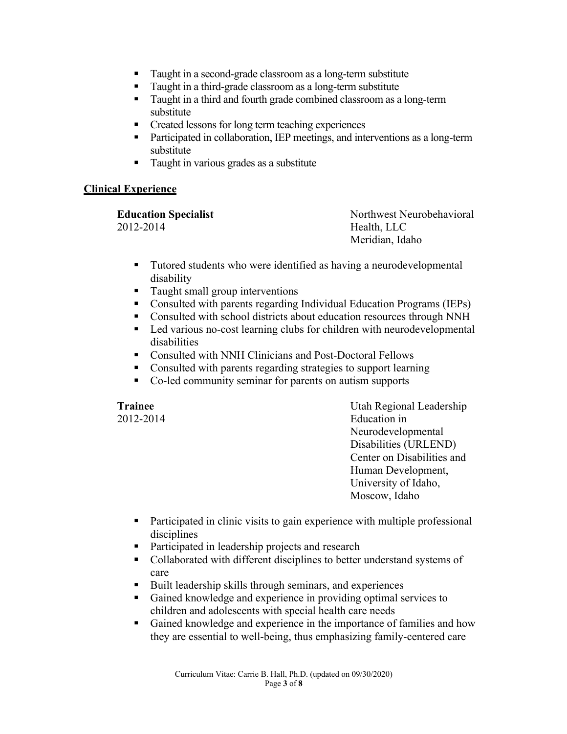- Taught in a second-grade classroom as a long-term substitute
- Taught in a third-grade classroom as a long-term substitute
- Taught in a third and fourth grade combined classroom as a long-term substitute
- Created lessons for long term teaching experiences
- Participated in collaboration, IEP meetings, and interventions as a long-term substitute
- Taught in various grades as a substitute

## Clinical Experience

**Education Specialist**
2012-2014
Northwest Neurobehavioral Health, LLC
Meridian, Idaho

- Tutored students who were identified as having a neurodevelopmental disability
- Taught small group interventions
- Consulted with parents regarding Individual Education Programs (IEPs)
- Consulted with school districts about education resources through NNH
- Led various no-cost learning clubs for children with neurodevelopmental disabilities
- Consulted with NNH Clinicians and Post-Doctoral Fellows
- Consulted with parents regarding strategies to support learning
- Co-led community seminar for parents on autism supports

**Trainee**
2012-2014
Utah Regional Leadership Education in Neurodevelopmental Disabilities (URLEND)
Center on Disabilities and Human Development,
University of Idaho,
Moscow, Idaho

- Participated in clinic visits to gain experience with multiple professional disciplines
- Participated in leadership projects and research
- Collaborated with different disciplines to better understand systems of care
- Built leadership skills through seminars, and experiences
- Gained knowledge and experience in providing optimal services to children and adolescents with special health care needs
- Gained knowledge and experience in the importance of families and how they are essential to well-being, thus emphasizing family-centered care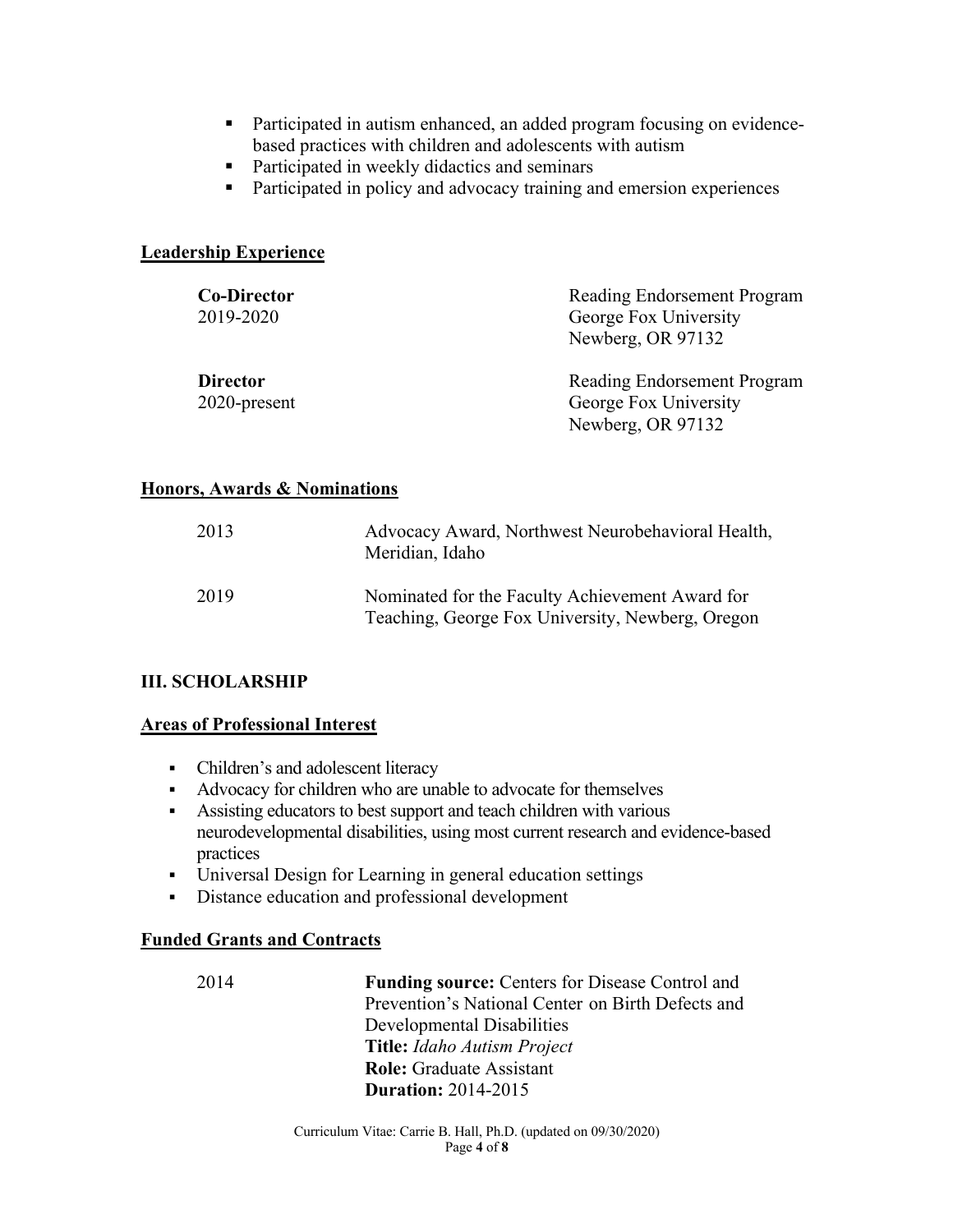- Participated in autism enhanced, an added program focusing on evidence-based practices with children and adolescents with autism
- Participated in weekly didactics and seminars
- Participated in policy and advocacy training and emersion experiences

## Leadership Experience

**Co-Director**
2019-2020

Reading Endorsement Program
George Fox University
Newberg, OR 97132

**Director**
2020-present

Reading Endorsement Program
George Fox University
Newberg, OR 97132

## Honors, Awards & Nominations

2013 — Advocacy Award, Northwest Neurobehavioral Health, Meridian, Idaho

2019 — Nominated for the Faculty Achievement Award for Teaching, George Fox University, Newberg, Oregon

# III. SCHOLARSHIP

## Areas of Professional Interest

- Children's and adolescent literacy
- Advocacy for children who are unable to advocate for themselves
- Assisting educators to best support and teach children with various neurodevelopmental disabilities, using most current research and evidence-based practices
- Universal Design for Learning in general education settings
- Distance education and professional development

## Funded Grants and Contracts

2014

**Funding source:** Centers for Disease Control and Prevention's National Center on Birth Defects and Developmental Disabilities
**Title:** *Idaho Autism Project*
**Role:** Graduate Assistant
**Duration:** 2014-2015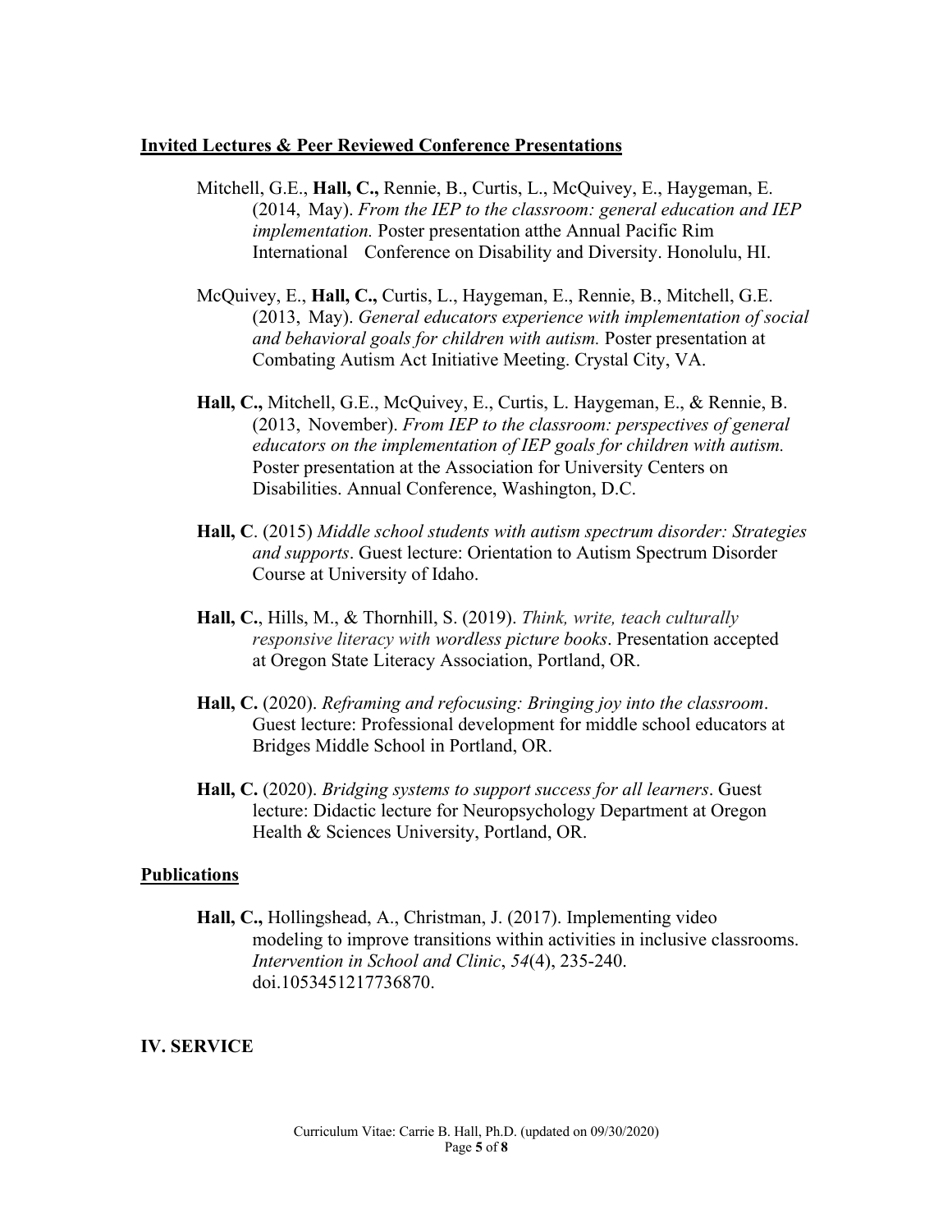**Invited Lectures & Peer Reviewed Conference Presentations**

Mitchell, G.E., **Hall, C.,** Rennie, B., Curtis, L., McQuivey, E., Haygeman, E. (2014, May). *From the IEP to the classroom: general education and IEP implementation.* Poster presentation atthe Annual Pacific Rim International Conference on Disability and Diversity. Honolulu, HI.

McQuivey, E., **Hall, C.,** Curtis, L., Haygeman, E., Rennie, B., Mitchell, G.E. (2013, May). *General educators experience with implementation of social and behavioral goals for children with autism.* Poster presentation at Combating Autism Act Initiative Meeting. Crystal City, VA.

**Hall, C.,** Mitchell, G.E., McQuivey, E., Curtis, L. Haygeman, E., & Rennie, B. (2013, November). *From IEP to the classroom: perspectives of general educators on the implementation of IEP goals for children with autism.* Poster presentation at the Association for University Centers on Disabilities. Annual Conference, Washington, D.C.

**Hall, C**. (2015) *Middle school students with autism spectrum disorder: Strategies and supports*. Guest lecture: Orientation to Autism Spectrum Disorder Course at University of Idaho.

**Hall, C.**, Hills, M., & Thornhill, S. (2019). *Think, write, teach culturally responsive literacy with wordless picture books*. Presentation accepted at Oregon State Literacy Association, Portland, OR.

**Hall, C.** (2020). *Reframing and refocusing: Bringing joy into the classroom*. Guest lecture: Professional development for middle school educators at Bridges Middle School in Portland, OR.

**Hall, C.** (2020). *Bridging systems to support success for all learners*. Guest lecture: Didactic lecture for Neuropsychology Department at Oregon Health & Sciences University, Portland, OR.

**Publications**

**Hall, C.,** Hollingshead, A., Christman, J. (2017). Implementing video modeling to improve transitions within activities in inclusive classrooms. *Intervention in School and Clinic*, *54*(4), 235-240. doi.1053451217736870.

## IV. SERVICE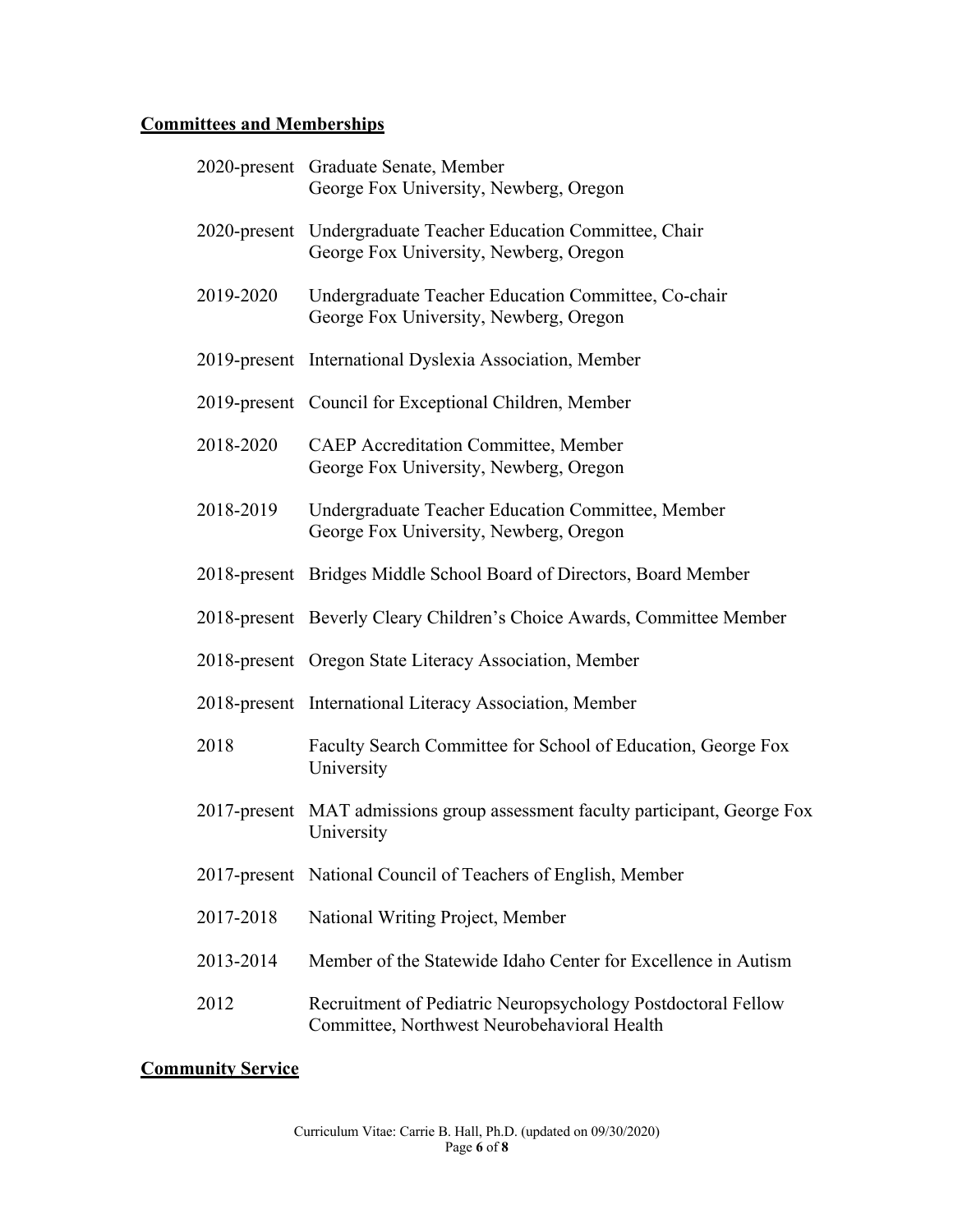## Committees and Memberships

2020-present Graduate Senate, Member
George Fox University, Newberg, Oregon

2020-present Undergraduate Teacher Education Committee, Chair
George Fox University, Newberg, Oregon

2019-2020 Undergraduate Teacher Education Committee, Co-chair
George Fox University, Newberg, Oregon

2019-present International Dyslexia Association, Member

2019-present Council for Exceptional Children, Member

2018-2020 CAEP Accreditation Committee, Member
George Fox University, Newberg, Oregon

2018-2019 Undergraduate Teacher Education Committee, Member
George Fox University, Newberg, Oregon

2018-present Bridges Middle School Board of Directors, Board Member

2018-present Beverly Cleary Children's Choice Awards, Committee Member

2018-present Oregon State Literacy Association, Member

2018-present International Literacy Association, Member

2018 Faculty Search Committee for School of Education, George Fox University

2017-present MAT admissions group assessment faculty participant, George Fox University

2017-present National Council of Teachers of English, Member

2017-2018 National Writing Project, Member

2013-2014 Member of the Statewide Idaho Center for Excellence in Autism

2012 Recruitment of Pediatric Neuropsychology Postdoctoral Fellow Committee, Northwest Neurobehavioral Health

## Community Service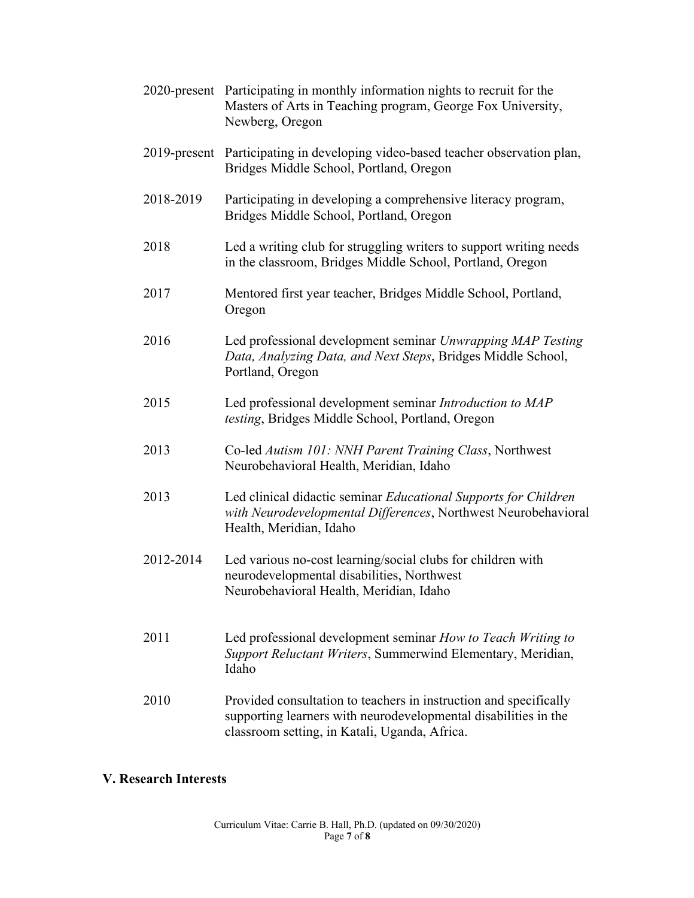2020-present Participating in monthly information nights to recruit for the Masters of Arts in Teaching program, George Fox University, Newberg, Oregon

2019-present Participating in developing video-based teacher observation plan, Bridges Middle School, Portland, Oregon

2018-2019 Participating in developing a comprehensive literacy program, Bridges Middle School, Portland, Oregon

2018 Led a writing club for struggling writers to support writing needs in the classroom, Bridges Middle School, Portland, Oregon

2017 Mentored first year teacher, Bridges Middle School, Portland, Oregon

2016 Led professional development seminar *Unwrapping MAP Testing Data, Analyzing Data, and Next Steps*, Bridges Middle School, Portland, Oregon

2015 Led professional development seminar *Introduction to MAP testing*, Bridges Middle School, Portland, Oregon

2013 Co-led *Autism 101: NNH Parent Training Class*, Northwest Neurobehavioral Health, Meridian, Idaho

2013 Led clinical didactic seminar *Educational Supports for Children with Neurodevelopmental Differences*, Northwest Neurobehavioral Health, Meridian, Idaho

2012-2014 Led various no-cost learning/social clubs for children with neurodevelopmental disabilities, Northwest Neurobehavioral Health, Meridian, Idaho

2011 Led professional development seminar *How to Teach Writing to Support Reluctant Writers*, Summerwind Elementary, Meridian, Idaho

2010 Provided consultation to teachers in instruction and specifically supporting learners with neurodevelopmental disabilities in the classroom setting, in Katali, Uganda, Africa.

## V. Research Interests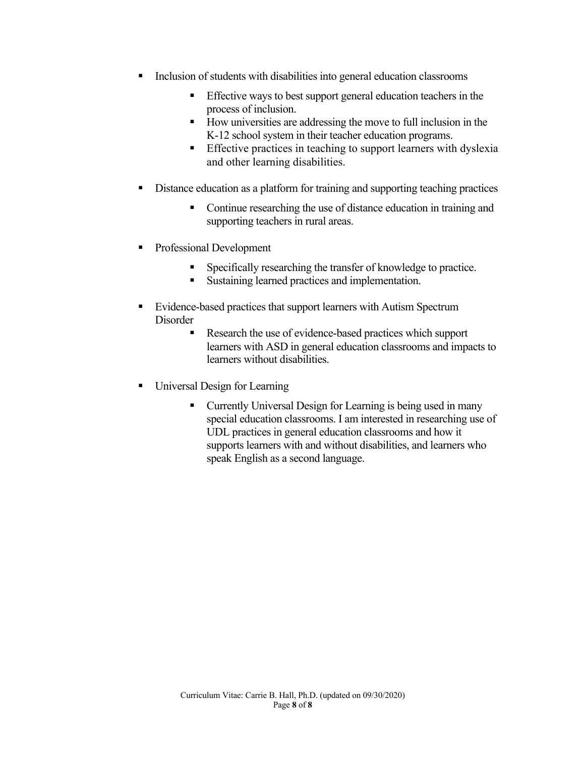- Inclusion of students with disabilities into general education classrooms
    - Effective ways to best support general education teachers in the process of inclusion.
    - How universities are addressing the move to full inclusion in the K-12 school system in their teacher education programs.
    - Effective practices in teaching to support learners with dyslexia and other learning disabilities.

- Distance education as a platform for training and supporting teaching practices
    - Continue researching the use of distance education in training and supporting teachers in rural areas.

- Professional Development
    - Specifically researching the transfer of knowledge to practice.
    - Sustaining learned practices and implementation.

- Evidence-based practices that support learners with Autism Spectrum Disorder
    - Research the use of evidence-based practices which support learners with ASD in general education classrooms and impacts to learners without disabilities.

- Universal Design for Learning
    - Currently Universal Design for Learning is being used in many special education classrooms. I am interested in researching use of UDL practices in general education classrooms and how it supports learners with and without disabilities, and learners who speak English as a second language.